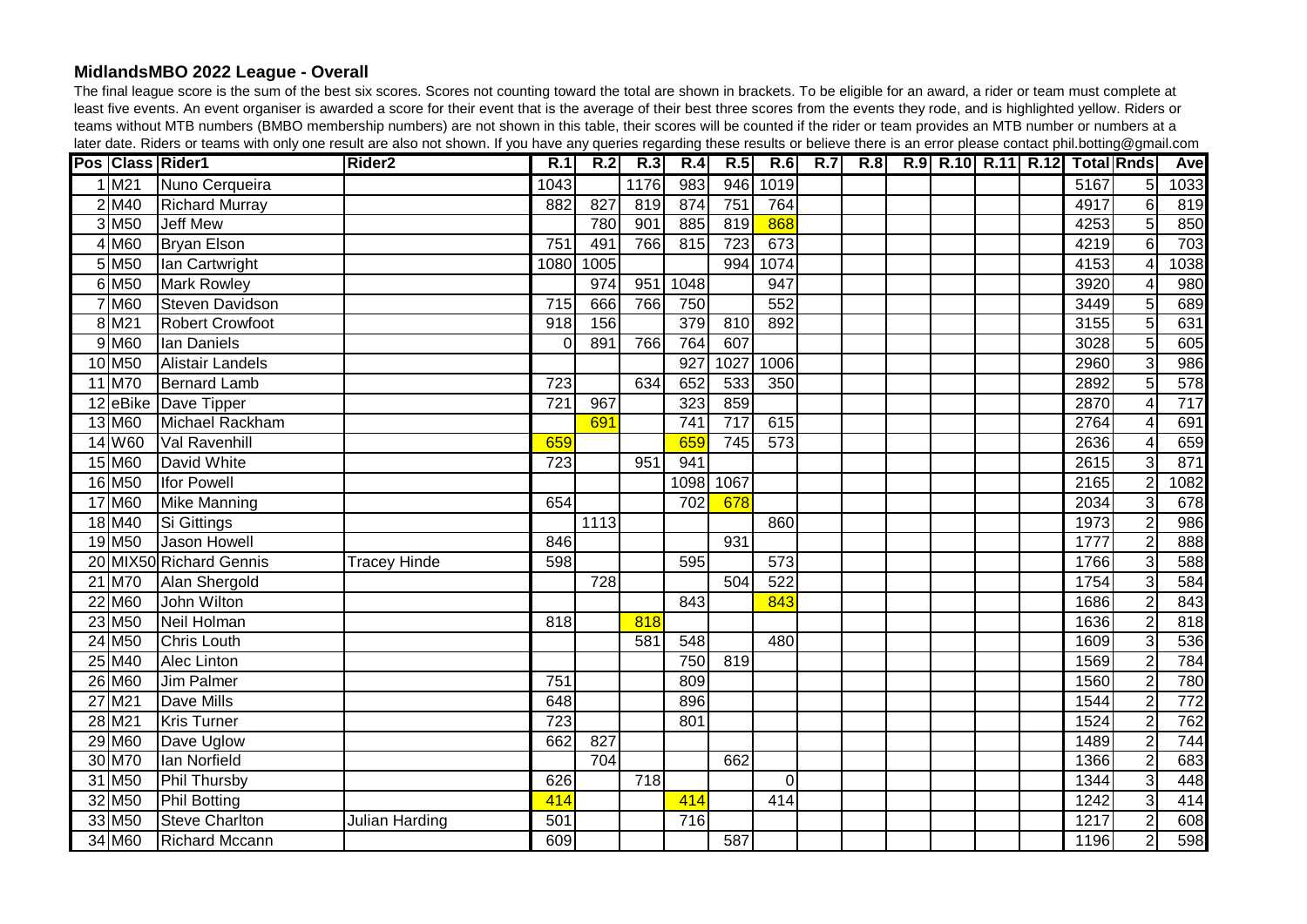# MidlandsMBO 2022 League - Overall

The final league score is the sum of the best six scores. Scores not counting toward the total are shown in brackets. To be eligible for an award, a rider or team must complete at least five events. An event organiser is awarded a score for their event that is the average of their best three scores from the events they rode, and is highlighted yellow. Riders or teams without MTB numbers (BMBO membership numbers) are not shown in this table, their scores will be counted if the rider or team provides an MTB number or numbers at a later date. Riders or teams with only one result are also not shown. If you have any queries regarding these results or believe there is an error please contact phil.botting@gmail.com

| Pos | Class | Rider1 | Rider2 | R.1 | R.2 | R.3 | R.4 | R.5 | R.6 | R.7 | R.8 | R.9 | R.10 | R.11 | R.12 | Total | Rnds | Ave |
|---|---|---|---|---|---|---|---|---|---|---|---|---|---|---|---|---|---|---|
| 1 | M21 | Nuno Cerqueira | | 1043 | | 1176 | 983 | 946 | 1019 | | | | | | | 5167 | 5 | 1033 |
| 2 | M40 | Richard Murray | | 882 | 827 | 819 | 874 | 751 | 764 | | | | | | | 4917 | 6 | 819 |
| 3 | M50 | Jeff Mew | | | 780 | 901 | 885 | 819 | 868 | | | | | | | 4253 | 5 | 850 |
| 4 | M60 | Bryan Elson | | 751 | 491 | 766 | 815 | 723 | 673 | | | | | | | 4219 | 6 | 703 |
| 5 | M50 | Ian Cartwright | | 1080 | 1005 | | | 994 | 1074 | | | | | | | 4153 | 4 | 1038 |
| 6 | M50 | Mark Rowley | | | 974 | 951 | 1048 | | 947 | | | | | | | 3920 | 4 | 980 |
| 7 | M60 | Steven Davidson | | 715 | 666 | 766 | 750 | | 552 | | | | | | | 3449 | 5 | 689 |
| 8 | M21 | Robert Crowfoot | | 918 | 156 | | 379 | 810 | 892 | | | | | | | 3155 | 5 | 631 |
| 9 | M60 | Ian Daniels | | 0 | 891 | 766 | 764 | 607 | | | | | | | | 3028 | 5 | 605 |
| 10 | M50 | Alistair Landels | | | | | 927 | 1027 | 1006 | | | | | | | 2960 | 3 | 986 |
| 11 | M70 | Bernard Lamb | | 723 | | 634 | 652 | 533 | 350 | | | | | | | 2892 | 5 | 578 |
| 12 | eBike | Dave Tipper | | 721 | 967 | | 323 | 859 | | | | | | | | 2870 | 4 | 717 |
| 13 | M60 | Michael Rackham | | | 691 | | 741 | 717 | 615 | | | | | | | 2764 | 4 | 691 |
| 14 | W60 | Val Ravenhill | | 659 | | | 659 | 745 | 573 | | | | | | | 2636 | 4 | 659 |
| 15 | M60 | David White | | 723 | | 951 | 941 | | | | | | | | | 2615 | 3 | 871 |
| 16 | M50 | Ifor Powell | | | | | 1098 | 1067 | | | | | | | | 2165 | 2 | 1082 |
| 17 | M60 | Mike Manning | | 654 | | | 702 | 678 | | | | | | | | 2034 | 3 | 678 |
| 18 | M40 | Si Gittings | | | 1113 | | | | 860 | | | | | | | 1973 | 2 | 986 |
| 19 | M50 | Jason Howell | | 846 | | | | 931 | | | | | | | | 1777 | 2 | 888 |
| 20 | MIX50 | Richard Gennis | Tracey Hinde | 598 | | | 595 | | 573 | | | | | | | 1766 | 3 | 588 |
| 21 | M70 | Alan Shergold | | | 728 | | | 504 | 522 | | | | | | | 1754 | 3 | 584 |
| 22 | M60 | John Wilton | | | | | 843 | | 843 | | | | | | | 1686 | 2 | 843 |
| 23 | M50 | Neil Holman | | 818 | | 818 | | | | | | | | | | 1636 | 2 | 818 |
| 24 | M50 | Chris Louth | | | | 581 | 548 | | 480 | | | | | | | 1609 | 3 | 536 |
| 25 | M40 | Alec Linton | | | | | 750 | 819 | | | | | | | | 1569 | 2 | 784 |
| 26 | M60 | Jim Palmer | | 751 | | | 809 | | | | | | | | | 1560 | 2 | 780 |
| 27 | M21 | Dave Mills | | 648 | | | 896 | | | | | | | | | 1544 | 2 | 772 |
| 28 | M21 | Kris Turner | | 723 | | | 801 | | | | | | | | | 1524 | 2 | 762 |
| 29 | M60 | Dave Uglow | | 662 | 827 | | | | | | | | | | | 1489 | 2 | 744 |
| 30 | M70 | Ian Norfield | | | 704 | | | 662 | | | | | | | | 1366 | 2 | 683 |
| 31 | M50 | Phil Thursby | | 626 | | 718 | | | 0 | | | | | | | 1344 | 3 | 448 |
| 32 | M50 | Phil Botting | | 414 | | | 414 | | 414 | | | | | | | 1242 | 3 | 414 |
| 33 | M50 | Steve Charlton | Julian Harding | 501 | | | 716 | | | | | | | | | 1217 | 2 | 608 |
| 34 | M60 | Richard Mccann | | 609 | | | | 587 | | | | | | | | 1196 | 2 | 598 |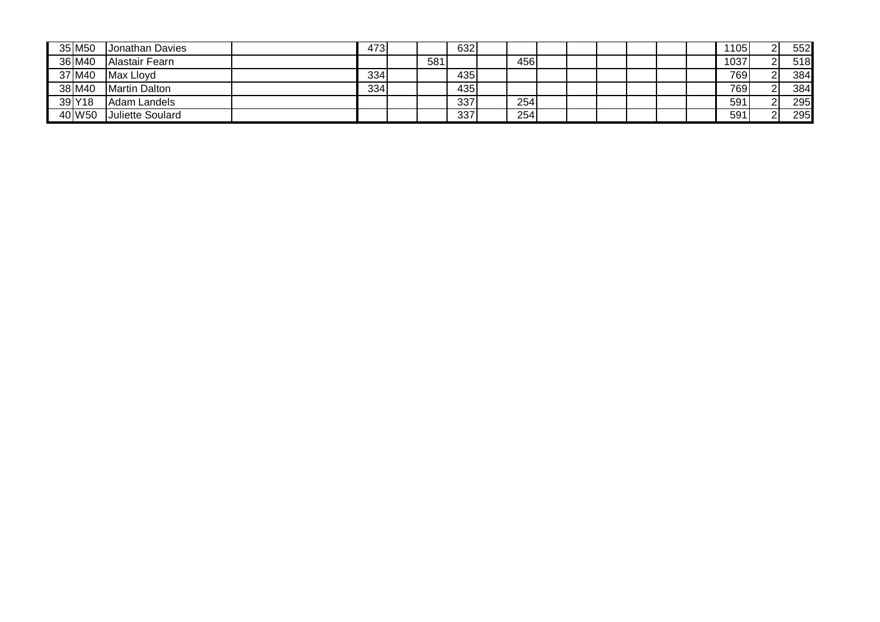| | | | | | | | | | | | | | | | | | | |
|---|---|---|---|---|---|---|---|---|---|---|---|---|---|---|---|---|---|---|
| 35 | M50 | Jonathan Davies | | 473 | | | 632 | | | | | | | | | 1105 | 2 | 552 |
| 36 | M40 | Alastair Fearn | | | | 581 | | | 456 | | | | | | | 1037 | 2 | 518 |
| 37 | M40 | Max Lloyd | | 334 | | | 435 | | | | | | | | | 769 | 2 | 384 |
| 38 | M40 | Martin Dalton | | 334 | | | 435 | | | | | | | | | 769 | 2 | 384 |
| 39 | Y18 | Adam Landels | | | | | 337 | | 254 | | | | | | | 591 | 2 | 295 |
| 40 | W50 | Juliette Soulard | | | | | 337 | | 254 | | | | | | | 591 | 2 | 295 |